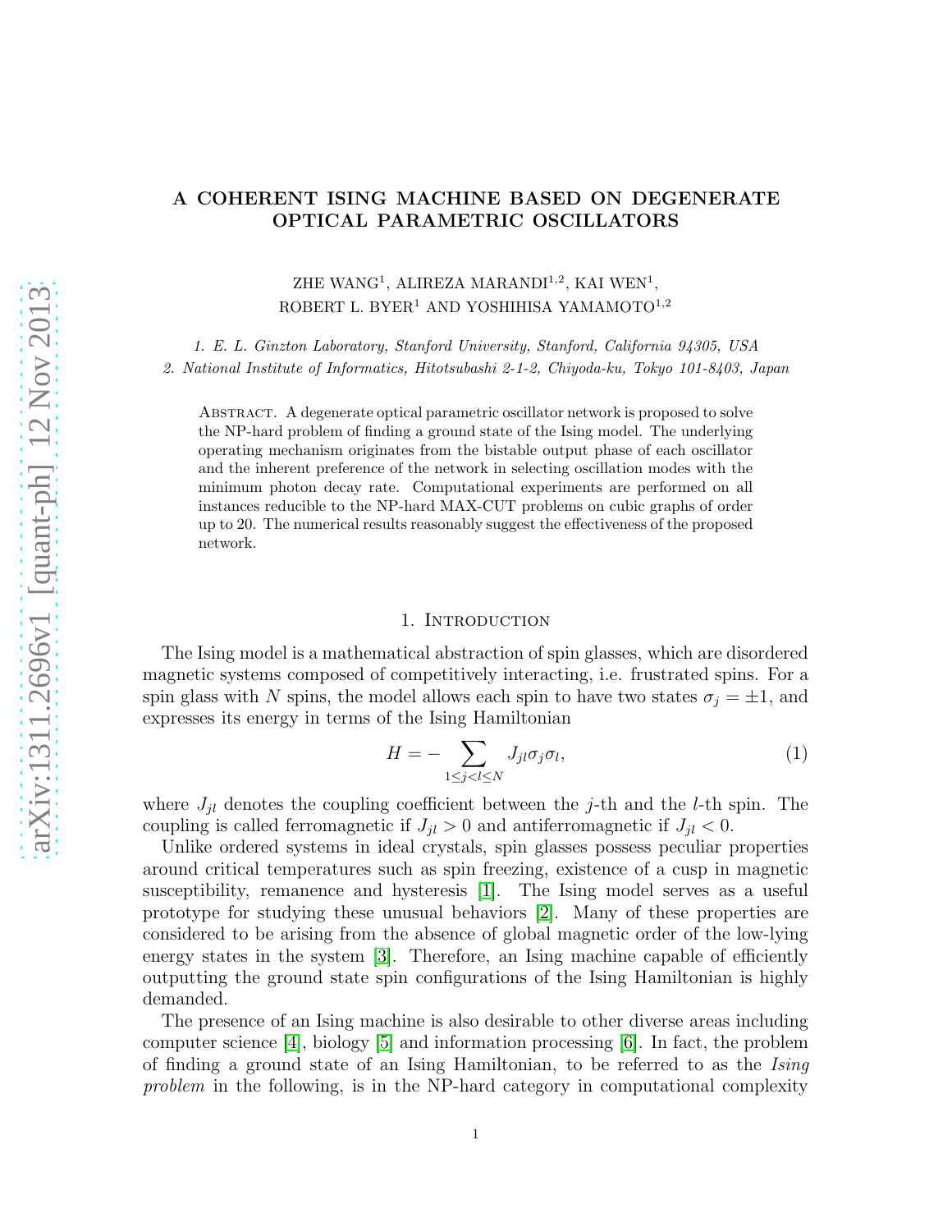# A COHERENT ISING MACHINE BASED ON DEGENERATE OPTICAL PARAMETRIC OSCILLATORS

ZHE WANG[1], ALIREZA MARANDI[1,2], KAI WEN[1],
ROBERT L. BYER[1] AND YOSHIHISA YAMAMOTO[1,2]

*1. E. L. Ginzton Laboratory, Stanford University, Stanford, California 94305, USA*
*2. National Institute of Informatics, Hitotsubashi 2-1-2, Chiyoda-ku, Tokyo 101-8403, Japan*

Abstract. A degenerate optical parametric oscillator network is proposed to solve the NP-hard problem of finding a ground state of the Ising model. The underlying operating mechanism originates from the bistable output phase of each oscillator and the inherent preference of the network in selecting oscillation modes with the minimum photon decay rate. Computational experiments are performed on all instances reducible to the NP-hard MAX-CUT problems on cubic graphs of order up to 20. The numerical results reasonably suggest the effectiveness of the proposed network.

## 1. Introduction

The Ising model is a mathematical abstraction of spin glasses, which are disordered magnetic systems composed of competitively interacting, i.e. frustrated spins. For a spin glass with $N$ spins, the model allows each spin to have two states $\sigma_j = \pm 1$, and expresses its energy in terms of the Ising Hamiltonian

$$H = -\sum_{1 \leq j < l \leq N} J_{jl} \sigma_j \sigma_l, \tag{1}$$

where $J_{jl}$ denotes the coupling coefficient between the $j$-th and the $l$-th spin. The coupling is called ferromagnetic if $J_{jl} > 0$ and antiferromagnetic if $J_{jl} < 0$.

Unlike ordered systems in ideal crystals, spin glasses possess peculiar properties around critical temperatures such as spin freezing, existence of a cusp in magnetic susceptibility, remanence and hysteresis [1]. The Ising model serves as a useful prototype for studying these unusual behaviors [2]. Many of these properties are considered to be arising from the absence of global magnetic order of the low-lying energy states in the system [3]. Therefore, an Ising machine capable of efficiently outputting the ground state spin configurations of the Ising Hamiltonian is highly demanded.

The presence of an Ising machine is also desirable to other diverse areas including computer science [4], biology [5] and information processing [6]. In fact, the problem of finding a ground state of an Ising Hamiltonian, to be referred to as the *Ising problem* in the following, is in the NP-hard category in computational complexity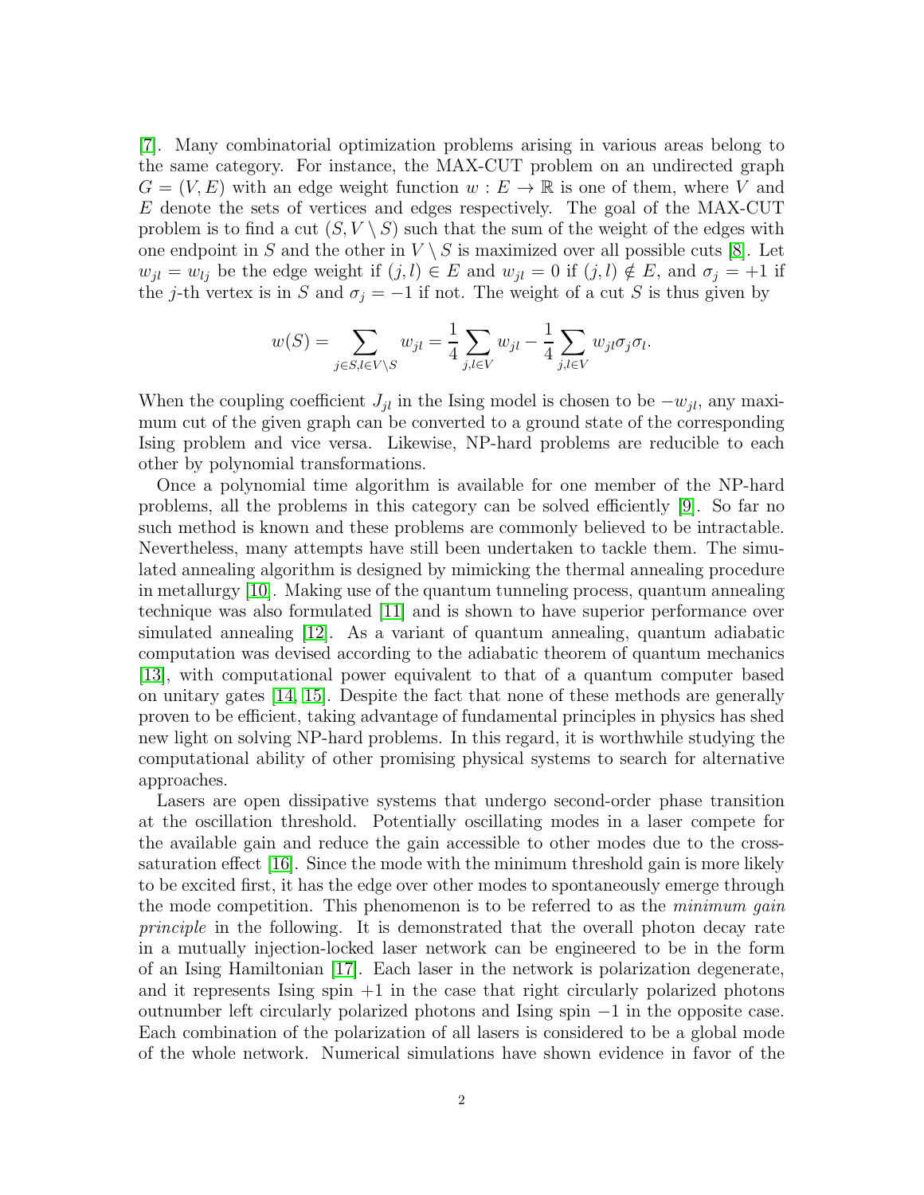[7]. Many combinatorial optimization problems arising in various areas belong to the same category. For instance, the MAX-CUT problem on an undirected graph $G = (V, E)$ with an edge weight function $w : E \to \mathbb{R}$ is one of them, where $V$ and $E$ denote the sets of vertices and edges respectively. The goal of the MAX-CUT problem is to find a cut $(S, V \setminus S)$ such that the sum of the weight of the edges with one endpoint in $S$ and the other in $V \setminus S$ is maximized over all possible cuts [8]. Let $w_{jl} = w_{lj}$ be the edge weight if $(j, l) \in E$ and $w_{jl} = 0$ if $(j, l) \notin E$, and $\sigma_j = +1$ if the $j$-th vertex is in $S$ and $\sigma_j = -1$ if not. The weight of a cut $S$ is thus given by

$$w(S) = \sum_{j \in S, l \in V \setminus S} w_{jl} = \frac{1}{4} \sum_{j,l \in V} w_{jl} - \frac{1}{4} \sum_{j,l \in V} w_{jl} \sigma_j \sigma_l.$$

When the coupling coefficient $J_{jl}$ in the Ising model is chosen to be $-w_{jl}$, any maximum cut of the given graph can be converted to a ground state of the corresponding Ising problem and vice versa. Likewise, NP-hard problems are reducible to each other by polynomial transformations.

Once a polynomial time algorithm is available for one member of the NP-hard problems, all the problems in this category can be solved efficiently [9]. So far no such method is known and these problems are commonly believed to be intractable. Nevertheless, many attempts have still been undertaken to tackle them. The simulated annealing algorithm is designed by mimicking the thermal annealing procedure in metallurgy [10]. Making use of the quantum tunneling process, quantum annealing technique was also formulated [11] and is shown to have superior performance over simulated annealing [12]. As a variant of quantum annealing, quantum adiabatic computation was devised according to the adiabatic theorem of quantum mechanics [13], with computational power equivalent to that of a quantum computer based on unitary gates [14, 15]. Despite the fact that none of these methods are generally proven to be efficient, taking advantage of fundamental principles in physics has shed new light on solving NP-hard problems. In this regard, it is worthwhile studying the computational ability of other promising physical systems to search for alternative approaches.

Lasers are open dissipative systems that undergo second-order phase transition at the oscillation threshold. Potentially oscillating modes in a laser compete for the available gain and reduce the gain accessible to other modes due to the cross-saturation effect [16]. Since the mode with the minimum threshold gain is more likely to be excited first, it has the edge over other modes to spontaneously emerge through the mode competition. This phenomenon is to be referred to as the *minimum gain principle* in the following. It is demonstrated that the overall photon decay rate in a mutually injection-locked laser network can be engineered to be in the form of an Ising Hamiltonian [17]. Each laser in the network is polarization degenerate, and it represents Ising spin $+1$ in the case that right circularly polarized photons outnumber left circularly polarized photons and Ising spin $-1$ in the opposite case. Each combination of the polarization of all lasers is considered to be a global mode of the whole network. Numerical simulations have shown evidence in favor of the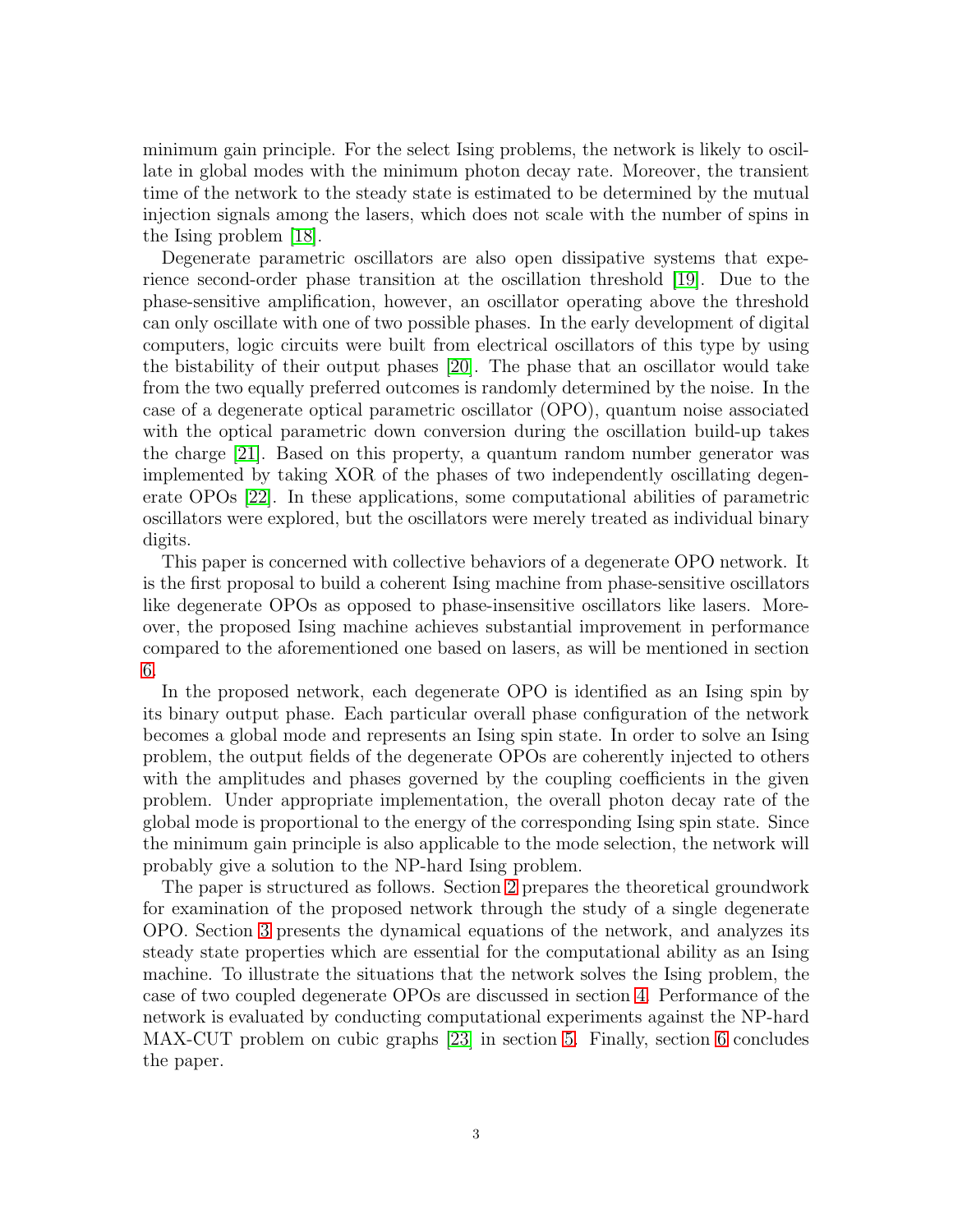minimum gain principle. For the select Ising problems, the network is likely to oscillate in global modes with the minimum photon decay rate. Moreover, the transient time of the network to the steady state is estimated to be determined by the mutual injection signals among the lasers, which does not scale with the number of spins in the Ising problem [18].

Degenerate parametric oscillators are also open dissipative systems that experience second-order phase transition at the oscillation threshold [19]. Due to the phase-sensitive amplification, however, an oscillator operating above the threshold can only oscillate with one of two possible phases. In the early development of digital computers, logic circuits were built from electrical oscillators of this type by using the bistability of their output phases [20]. The phase that an oscillator would take from the two equally preferred outcomes is randomly determined by the noise. In the case of a degenerate optical parametric oscillator (OPO), quantum noise associated with the optical parametric down conversion during the oscillation build-up takes the charge [21]. Based on this property, a quantum random number generator was implemented by taking XOR of the phases of two independently oscillating degenerate OPOs [22]. In these applications, some computational abilities of parametric oscillators were explored, but the oscillators were merely treated as individual binary digits.

This paper is concerned with collective behaviors of a degenerate OPO network. It is the first proposal to build a coherent Ising machine from phase-sensitive oscillators like degenerate OPOs as opposed to phase-insensitive oscillators like lasers. Moreover, the proposed Ising machine achieves substantial improvement in performance compared to the aforementioned one based on lasers, as will be mentioned in section 6.

In the proposed network, each degenerate OPO is identified as an Ising spin by its binary output phase. Each particular overall phase configuration of the network becomes a global mode and represents an Ising spin state. In order to solve an Ising problem, the output fields of the degenerate OPOs are coherently injected to others with the amplitudes and phases governed by the coupling coefficients in the given problem. Under appropriate implementation, the overall photon decay rate of the global mode is proportional to the energy of the corresponding Ising spin state. Since the minimum gain principle is also applicable to the mode selection, the network will probably give a solution to the NP-hard Ising problem.

The paper is structured as follows. Section 2 prepares the theoretical groundwork for examination of the proposed network through the study of a single degenerate OPO. Section 3 presents the dynamical equations of the network, and analyzes its steady state properties which are essential for the computational ability as an Ising machine. To illustrate the situations that the network solves the Ising problem, the case of two coupled degenerate OPOs are discussed in section 4. Performance of the network is evaluated by conducting computational experiments against the NP-hard MAX-CUT problem on cubic graphs [23] in section 5. Finally, section 6 concludes the paper.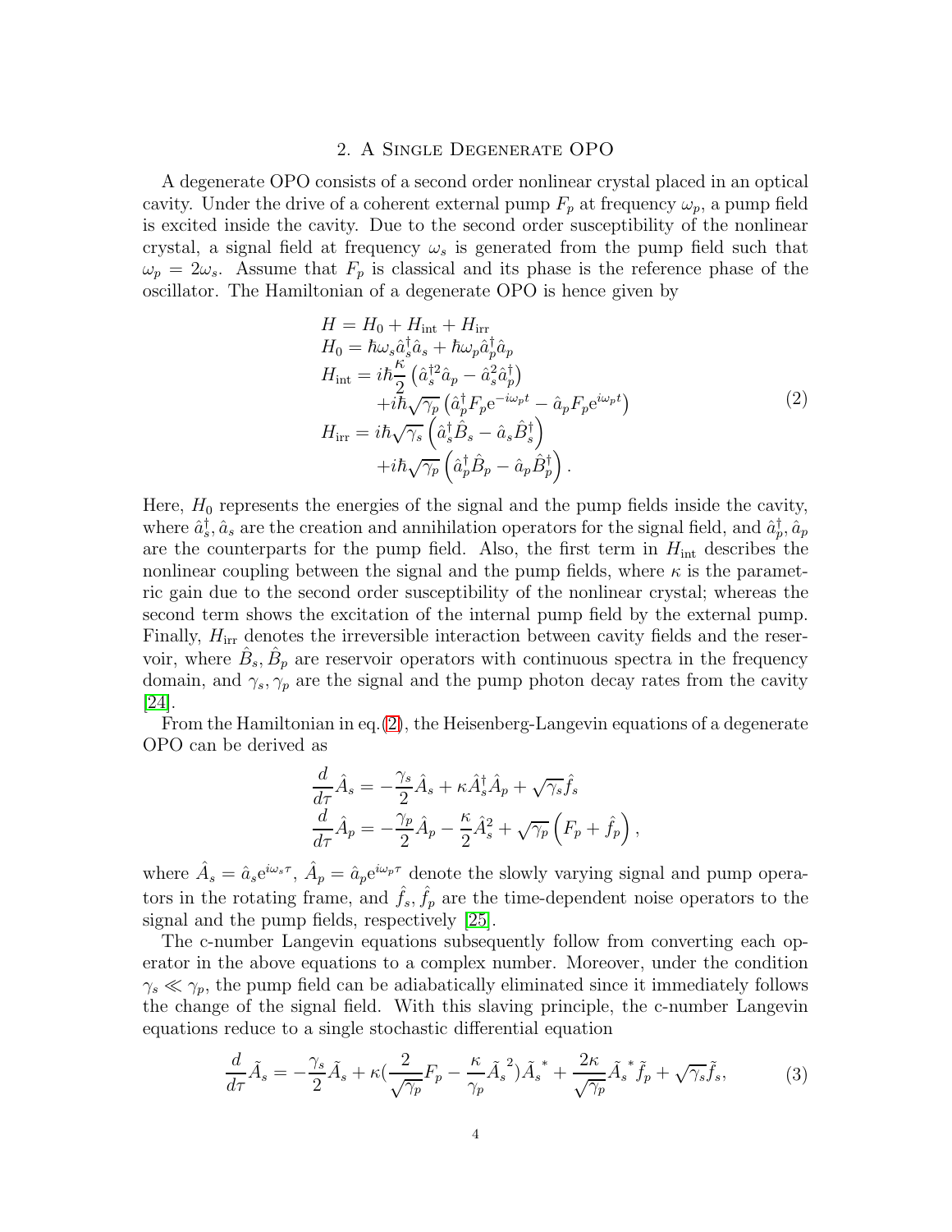## 2. A Single Degenerate OPO

A degenerate OPO consists of a second order nonlinear crystal placed in an optical cavity. Under the drive of a coherent external pump $F_p$ at frequency $\omega_p$, a pump field is excited inside the cavity. Due to the second order susceptibility of the nonlinear crystal, a signal field at frequency $\omega_s$ is generated from the pump field such that $\omega_p = 2\omega_s$. Assume that $F_p$ is classical and its phase is the reference phase of the oscillator. The Hamiltonian of a degenerate OPO is hence given by

$$
\begin{aligned}
H &= H_0 + H_{\text{int}} + H_{\text{irr}} \\
H_0 &= \hbar\omega_s \hat{a}_s^\dagger \hat{a}_s + \hbar\omega_p \hat{a}_p^\dagger \hat{a}_p \\
H_{\text{int}} &= i\hbar\frac{\kappa}{2}\left(\hat{a}_s^{\dagger 2}\hat{a}_p - \hat{a}_s^2 \hat{a}_p^\dagger\right) \\
&\quad + i\hbar\sqrt{\gamma_p}\left(\hat{a}_p^\dagger F_p \mathrm{e}^{-i\omega_p t} - \hat{a}_p F_p \mathrm{e}^{i\omega_p t}\right) \\
H_{\text{irr}} &= i\hbar\sqrt{\gamma_s}\left(\hat{a}_s^\dagger \hat{B}_s - \hat{a}_s \hat{B}_s^\dagger\right) \\
&\quad + i\hbar\sqrt{\gamma_p}\left(\hat{a}_p^\dagger \hat{B}_p - \hat{a}_p \hat{B}_p^\dagger\right).
\end{aligned}
\tag{2}
$$

Here, $H_0$ represents the energies of the signal and the pump fields inside the cavity, where $\hat{a}_s^\dagger, \hat{a}_s$ are the creation and annihilation operators for the signal field, and $\hat{a}_p^\dagger, \hat{a}_p$ are the counterparts for the pump field. Also, the first term in $H_{\text{int}}$ describes the nonlinear coupling between the signal and the pump fields, where $\kappa$ is the parametric gain due to the second order susceptibility of the nonlinear crystal; whereas the second term shows the excitation of the internal pump field by the external pump. Finally, $H_{\text{irr}}$ denotes the irreversible interaction between cavity fields and the reservoir, where $\hat{B}_s, \hat{B}_p$ are reservoir operators with continuous spectra in the frequency domain, and $\gamma_s, \gamma_p$ are the signal and the pump photon decay rates from the cavity [24].

From the Hamiltonian in eq.(2), the Heisenberg-Langevin equations of a degenerate OPO can be derived as

$$
\begin{aligned}
\frac{d}{d\tau}\hat{A}_s &= -\frac{\gamma_s}{2}\hat{A}_s + \kappa \hat{A}_s^\dagger \hat{A}_p + \sqrt{\gamma_s}\hat{f}_s \\
\frac{d}{d\tau}\hat{A}_p &= -\frac{\gamma_p}{2}\hat{A}_p - \frac{\kappa}{2}\hat{A}_s^2 + \sqrt{\gamma_p}\left(F_p + \hat{f}_p\right),
\end{aligned}
$$

where $\hat{A}_s = \hat{a}_s \mathrm{e}^{i\omega_s\tau}$, $\hat{A}_p = \hat{a}_p \mathrm{e}^{i\omega_p\tau}$ denote the slowly varying signal and pump operators in the rotating frame, and $\hat{f}_s, \hat{f}_p$ are the time-dependent noise operators to the signal and the pump fields, respectively [25].

The c-number Langevin equations subsequently follow from converting each operator in the above equations to a complex number. Moreover, under the condition $\gamma_s \ll \gamma_p$, the pump field can be adiabatically eliminated since it immediately follows the change of the signal field. With this slaving principle, the c-number Langevin equations reduce to a single stochastic differential equation

$$
\frac{d}{d\tau}\tilde{A}_s = -\frac{\gamma_s}{2}\tilde{A}_s + \kappa\left(\frac{2}{\sqrt{\gamma_p}}F_p - \frac{\kappa}{\gamma_p}\tilde{A}_s{}^2\right)\tilde{A}_s{}^* + \frac{2\kappa}{\sqrt{\gamma_p}}\tilde{A}_s{}^*\tilde{f}_p + \sqrt{\gamma_s}\tilde{f}_s,
\tag{3}
$$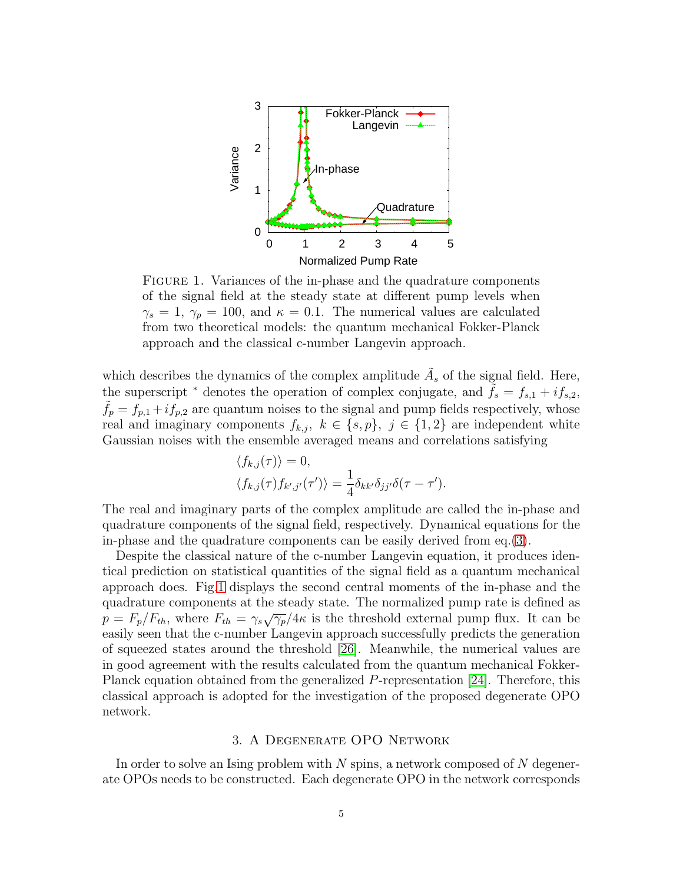FIGURE 1. Variances of the in-phase and the quadrature components of the signal field at the steady state at different pump levels when $\gamma_s = 1$, $\gamma_p = 100$, and $\kappa = 0.1$. The numerical values are calculated from two theoretical models: the quantum mechanical Fokker-Planck approach and the classical c-number Langevin approach.

which describes the dynamics of the complex amplitude $\tilde{A}_s$ of the signal field. Here, the superscript $^*$ denotes the operation of complex conjugate, and $\tilde{f}_s = f_{s,1} + i f_{s,2}$, $\tilde{f}_p = f_{p,1} + i f_{p,2}$ are quantum noises to the signal and pump fields respectively, whose real and imaginary components $f_{k,j},\ k \in \{s,p\},\ j \in \{1,2\}$ are independent white Gaussian noises with the ensemble averaged means and correlations satisfying

$$
\begin{aligned}
&\langle f_{k,j}(\tau)\rangle = 0,\\
&\langle f_{k,j}(\tau) f_{k',j'}(\tau')\rangle = \frac{1}{4}\delta_{kk'}\delta_{jj'}\delta(\tau-\tau').
\end{aligned}
$$

The real and imaginary parts of the complex amplitude are called the in-phase and quadrature components of the signal field, respectively. Dynamical equations for the in-phase and the quadrature components can be easily derived from eq.(3).

Despite the classical nature of the c-number Langevin equation, it produces identical prediction on statistical quantities of the signal field as a quantum mechanical approach does. Fig.1 displays the second central moments of the in-phase and the quadrature components at the steady state. The normalized pump rate is defined as $p = F_p/F_{th}$, where $F_{th} = \gamma_s\sqrt{\gamma_p}/4\kappa$ is the threshold external pump flux. It can be easily seen that the c-number Langevin approach successfully predicts the generation of squeezed states around the threshold [26]. Meanwhile, the numerical values are in good agreement with the results calculated from the quantum mechanical Fokker-Planck equation obtained from the generalized $P$-representation [24]. Therefore, this classical approach is adopted for the investigation of the proposed degenerate OPO network.

## 3. A Degenerate OPO Network

In order to solve an Ising problem with $N$ spins, a network composed of $N$ degenerate OPOs needs to be constructed. Each degenerate OPO in the network corresponds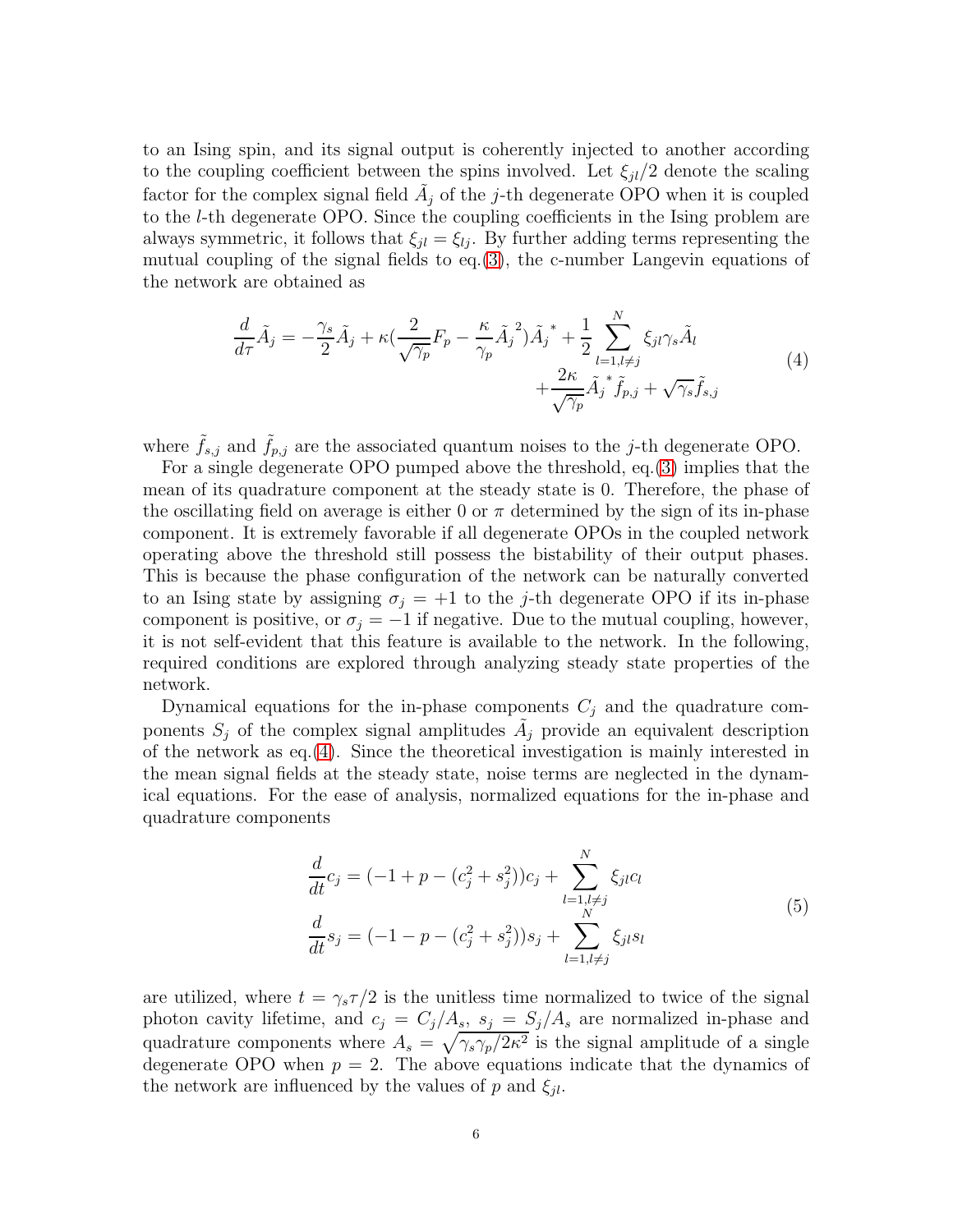to an Ising spin, and its signal output is coherently injected to another according to the coupling coefficient between the spins involved. Let $\xi_{jl}/2$ denote the scaling factor for the complex signal field $\tilde{A}_j$ of the $j$-th degenerate OPO when it is coupled to the $l$-th degenerate OPO. Since the coupling coefficients in the Ising problem are always symmetric, it follows that $\xi_{jl} = \xi_{lj}$. By further adding terms representing the mutual coupling of the signal fields to eq.(3), the c-number Langevin equations of the network are obtained as

$$
\begin{aligned}
\frac{d}{d\tau}\tilde{A}_j = -\frac{\gamma_s}{2}\tilde{A}_j + \kappa\left(\frac{2}{\sqrt{\gamma_p}}F_p - \frac{\kappa}{\gamma_p}\tilde{A}_j^{\,2}\right)\tilde{A}_j^{\,*} + \frac{1}{2}\sum_{l=1, l\neq j}^{N}\xi_{jl}\gamma_s\tilde{A}_l \\
+ \frac{2\kappa}{\sqrt{\gamma_p}}\tilde{A}_j^{\,*}\tilde{f}_{p,j} + \sqrt{\gamma_s}\tilde{f}_{s,j}
\end{aligned}
\tag{4}
$$

where $\tilde{f}_{s,j}$ and $\tilde{f}_{p,j}$ are the associated quantum noises to the $j$-th degenerate OPO.

For a single degenerate OPO pumped above the threshold, eq.(3) implies that the mean of its quadrature component at the steady state is 0. Therefore, the phase of the oscillating field on average is either 0 or $\pi$ determined by the sign of its in-phase component. It is extremely favorable if all degenerate OPOs in the coupled network operating above the threshold still possess the bistability of their output phases. This is because the phase configuration of the network can be naturally converted to an Ising state by assigning $\sigma_j = +1$ to the $j$-th degenerate OPO if its in-phase component is positive, or $\sigma_j = -1$ if negative. Due to the mutual coupling, however, it is not self-evident that this feature is available to the network. In the following, required conditions are explored through analyzing steady state properties of the network.

Dynamical equations for the in-phase components $C_j$ and the quadrature components $S_j$ of the complex signal amplitudes $\tilde{A}_j$ provide an equivalent description of the network as eq.(4). Since the theoretical investigation is mainly interested in the mean signal fields at the steady state, noise terms are neglected in the dynamical equations. For the ease of analysis, normalized equations for the in-phase and quadrature components

$$
\begin{aligned}
\frac{d}{dt}c_j &= (-1 + p - (c_j^2 + s_j^2))c_j + \sum_{l=1, l\neq j}^{N}\xi_{jl}c_l \\
\frac{d}{dt}s_j &= (-1 - p - (c_j^2 + s_j^2))s_j + \sum_{l=1, l\neq j}^{N}\xi_{jl}s_l
\end{aligned}
\tag{5}
$$

are utilized, where $t = \gamma_s\tau/2$ is the unitless time normalized to twice of the signal photon cavity lifetime, and $c_j = C_j/A_s$, $s_j = S_j/A_s$ are normalized in-phase and quadrature components where $A_s = \sqrt{\gamma_s\gamma_p/2\kappa^2}$ is the signal amplitude of a single degenerate OPO when $p = 2$. The above equations indicate that the dynamics of the network are influenced by the values of $p$ and $\xi_{jl}$.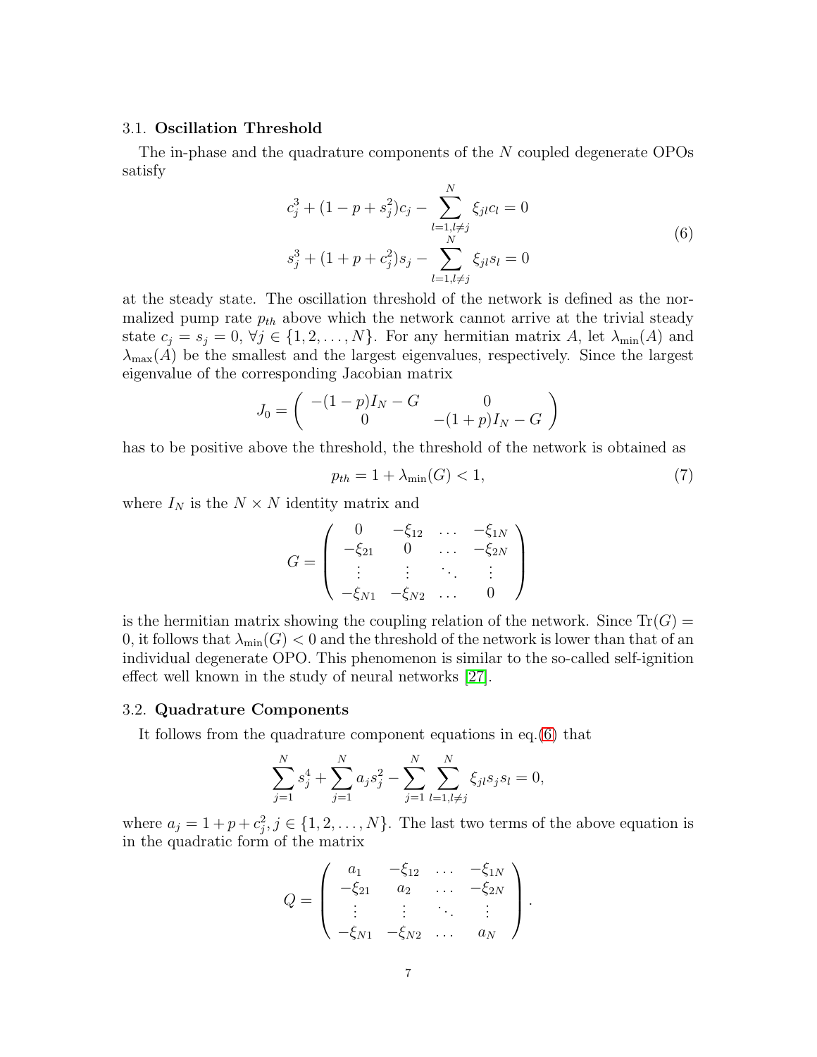### 3.1. **Oscillation Threshold**

The in-phase and the quadrature components of the $N$ coupled degenerate OPOs satisfy

$$
\begin{aligned}
c_j^3 + (1 - p + s_j^2)c_j - \sum_{l=1, l\neq j}^{N} \xi_{jl} c_l = 0 \\
s_j^3 + (1 + p + c_j^2)s_j - \sum_{l=1, l\neq j}^{N} \xi_{jl} s_l = 0
\end{aligned}
\tag{6}
$$

at the steady state. The oscillation threshold of the network is defined as the normalized pump rate $p_{th}$ above which the network cannot arrive at the trivial steady state $c_j = s_j = 0$, $\forall j \in \{1, 2, \ldots, N\}$. For any hermitian matrix $A$, let $\lambda_{\min}(A)$ and $\lambda_{\max}(A)$ be the smallest and the largest eigenvalues, respectively. Since the largest eigenvalue of the corresponding Jacobian matrix

$$
J_0 = \begin{pmatrix} -(1-p)I_N - G & 0 \\ 0 & -(1+p)I_N - G \end{pmatrix}
$$

has to be positive above the threshold, the threshold of the network is obtained as

$$
p_{th} = 1 + \lambda_{\min}(G) < 1, \tag{7}
$$

where $I_N$ is the $N \times N$ identity matrix and

$$
G = \begin{pmatrix} 0 & -\xi_{12} & \ldots & -\xi_{1N} \\ -\xi_{21} & 0 & \ldots & -\xi_{2N} \\ \vdots & \vdots & \ddots & \vdots \\ -\xi_{N1} & -\xi_{N2} & \ldots & 0 \end{pmatrix}
$$

is the hermitian matrix showing the coupling relation of the network. Since $\mathrm{Tr}(G) = 0$, it follows that $\lambda_{\min}(G) < 0$ and the threshold of the network is lower than that of an individual degenerate OPO. This phenomenon is similar to the so-called self-ignition effect well known in the study of neural networks [27].

### 3.2. **Quadrature Components**

It follows from the quadrature component equations in eq.(6) that

$$
\sum_{j=1}^{N} s_j^4 + \sum_{j=1}^{N} a_j s_j^2 - \sum_{j=1}^{N} \sum_{l=1, l\neq j}^{N} \xi_{jl} s_j s_l = 0,
$$

where $a_j = 1 + p + c_j^2$, $j \in \{1, 2, \ldots, N\}$. The last two terms of the above equation is in the quadratic form of the matrix

$$
Q = \begin{pmatrix} a_1 & -\xi_{12} & \ldots & -\xi_{1N} \\ -\xi_{21} & a_2 & \ldots & -\xi_{2N} \\ \vdots & \vdots & \ddots & \vdots \\ -\xi_{N1} & -\xi_{N2} & \ldots & a_N \end{pmatrix}.
$$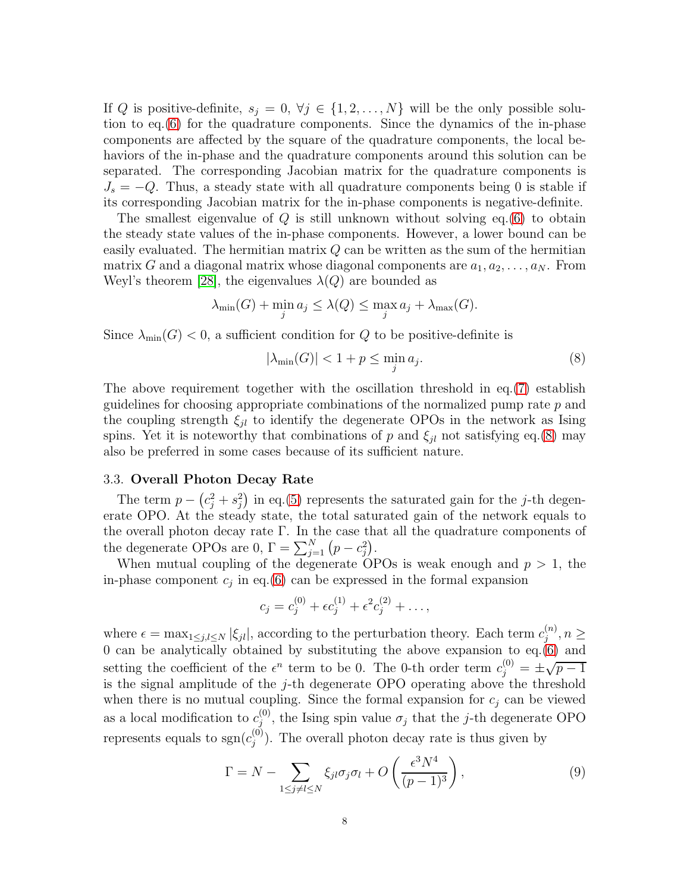If $Q$ is positive-definite, $s_j = 0$, $\forall j \in \{1, 2, \ldots, N\}$ will be the only possible solution to eq.(6) for the quadrature components. Since the dynamics of the in-phase components are affected by the square of the quadrature components, the local behaviors of the in-phase and the quadrature components around this solution can be separated. The corresponding Jacobian matrix for the quadrature components is $J_s = -Q$. Thus, a steady state with all quadrature components being 0 is stable if its corresponding Jacobian matrix for the in-phase components is negative-definite.

The smallest eigenvalue of $Q$ is still unknown without solving eq.(6) to obtain the steady state values of the in-phase components. However, a lower bound can be easily evaluated. The hermitian matrix $Q$ can be written as the sum of the hermitian matrix $G$ and a diagonal matrix whose diagonal components are $a_1, a_2, \ldots, a_N$. From Weyl's theorem [28], the eigenvalues $\lambda(Q)$ are bounded as

$$\lambda_{\min}(G) + \min_j a_j \leq \lambda(Q) \leq \max_j a_j + \lambda_{\max}(G).$$

Since $\lambda_{\min}(G) < 0$, a sufficient condition for $Q$ to be positive-definite is

$$|\lambda_{\min}(G)| < 1 + p \leq \min_j a_j. \tag{8}$$

The above requirement together with the oscillation threshold in eq.(7) establish guidelines for choosing appropriate combinations of the normalized pump rate $p$ and the coupling strength $\xi_{jl}$ to identify the degenerate OPOs in the network as Ising spins. Yet it is noteworthy that combinations of $p$ and $\xi_{jl}$ not satisfying eq.(8) may also be preferred in some cases because of its sufficient nature.

### 3.3. Overall Photon Decay Rate

The term $p - \left(c_j^2 + s_j^2\right)$ in eq.(5) represents the saturated gain for the $j$-th degenerate OPO. At the steady state, the total saturated gain of the network equals to the overall photon decay rate $\Gamma$. In the case that all the quadrature components of the degenerate OPOs are 0, $\Gamma = \sum_{j=1}^{N} \left(p - c_j^2\right)$.

When mutual coupling of the degenerate OPOs is weak enough and $p > 1$, the in-phase component $c_j$ in eq.(6) can be expressed in the formal expansion

$$c_j = c_j^{(0)} + \epsilon c_j^{(1)} + \epsilon^2 c_j^{(2)} + \ldots,$$

where $\epsilon = \max_{1 \leq j,l \leq N} |\xi_{jl}|$, according to the perturbation theory. Each term $c_j^{(n)}, n \geq 0$ can be analytically obtained by substituting the above expansion to eq.(6) and setting the coefficient of the $\epsilon^n$ term to be 0. The 0-th order term $c_j^{(0)} = \pm\sqrt{p-1}$ is the signal amplitude of the $j$-th degenerate OPO operating above the threshold when there is no mutual coupling. Since the formal expansion for $c_j$ can be viewed as a local modification to $c_j^{(0)}$, the Ising spin value $\sigma_j$ that the $j$-th degenerate OPO represents equals to $\mathrm{sgn}(c_j^{(0)})$. The overall photon decay rate is thus given by

$$\Gamma = N - \sum_{1 \leq j \neq l \leq N} \xi_{jl} \sigma_j \sigma_l + O\left(\frac{\epsilon^3 N^4}{(p-1)^3}\right), \tag{9}$$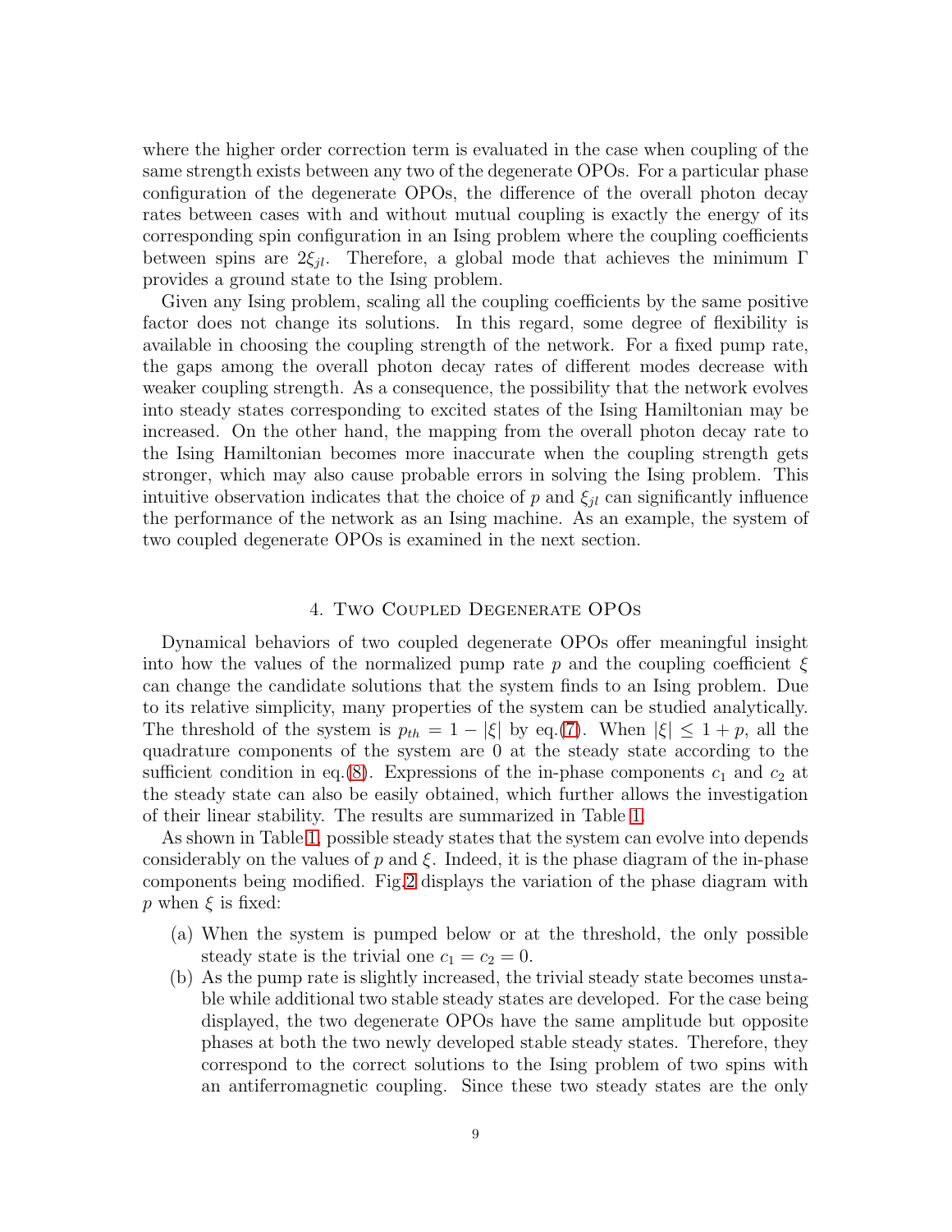where the higher order correction term is evaluated in the case when coupling of the same strength exists between any two of the degenerate OPOs. For a particular phase configuration of the degenerate OPOs, the difference of the overall photon decay rates between cases with and without mutual coupling is exactly the energy of its corresponding spin configuration in an Ising problem where the coupling coefficients between spins are $2\xi_{jl}$. Therefore, a global mode that achieves the minimum $\Gamma$ provides a ground state to the Ising problem.

Given any Ising problem, scaling all the coupling coefficients by the same positive factor does not change its solutions. In this regard, some degree of flexibility is available in choosing the coupling strength of the network. For a fixed pump rate, the gaps among the overall photon decay rates of different modes decrease with weaker coupling strength. As a consequence, the possibility that the network evolves into steady states corresponding to excited states of the Ising Hamiltonian may be increased. On the other hand, the mapping from the overall photon decay rate to the Ising Hamiltonian becomes more inaccurate when the coupling strength gets stronger, which may also cause probable errors in solving the Ising problem. This intuitive observation indicates that the choice of $p$ and $\xi_{jl}$ can significantly influence the performance of the network as an Ising machine. As an example, the system of two coupled degenerate OPOs is examined in the next section.

## 4. Two Coupled Degenerate OPOs

Dynamical behaviors of two coupled degenerate OPOs offer meaningful insight into how the values of the normalized pump rate $p$ and the coupling coefficient $\xi$ can change the candidate solutions that the system finds to an Ising problem. Due to its relative simplicity, many properties of the system can be studied analytically. The threshold of the system is $p_{th} = 1 - |\xi|$ by eq.(7). When $|\xi| \leq 1 + p$, all the quadrature components of the system are 0 at the steady state according to the sufficient condition in eq.(8). Expressions of the in-phase components $c_1$ and $c_2$ at the steady state can also be easily obtained, which further allows the investigation of their linear stability. The results are summarized in Table 1.

As shown in Table 1, possible steady states that the system can evolve into depends considerably on the values of $p$ and $\xi$. Indeed, it is the phase diagram of the in-phase components being modified. Fig.2 displays the variation of the phase diagram with $p$ when $\xi$ is fixed:

(a) When the system is pumped below or at the threshold, the only possible steady state is the trivial one $c_1 = c_2 = 0$.

(b) As the pump rate is slightly increased, the trivial steady state becomes unstable while additional two stable steady states are developed. For the case being displayed, the two degenerate OPOs have the same amplitude but opposite phases at both the two newly developed stable steady states. Therefore, they correspond to the correct solutions to the Ising problem of two spins with an antiferromagnetic coupling. Since these two steady states are the only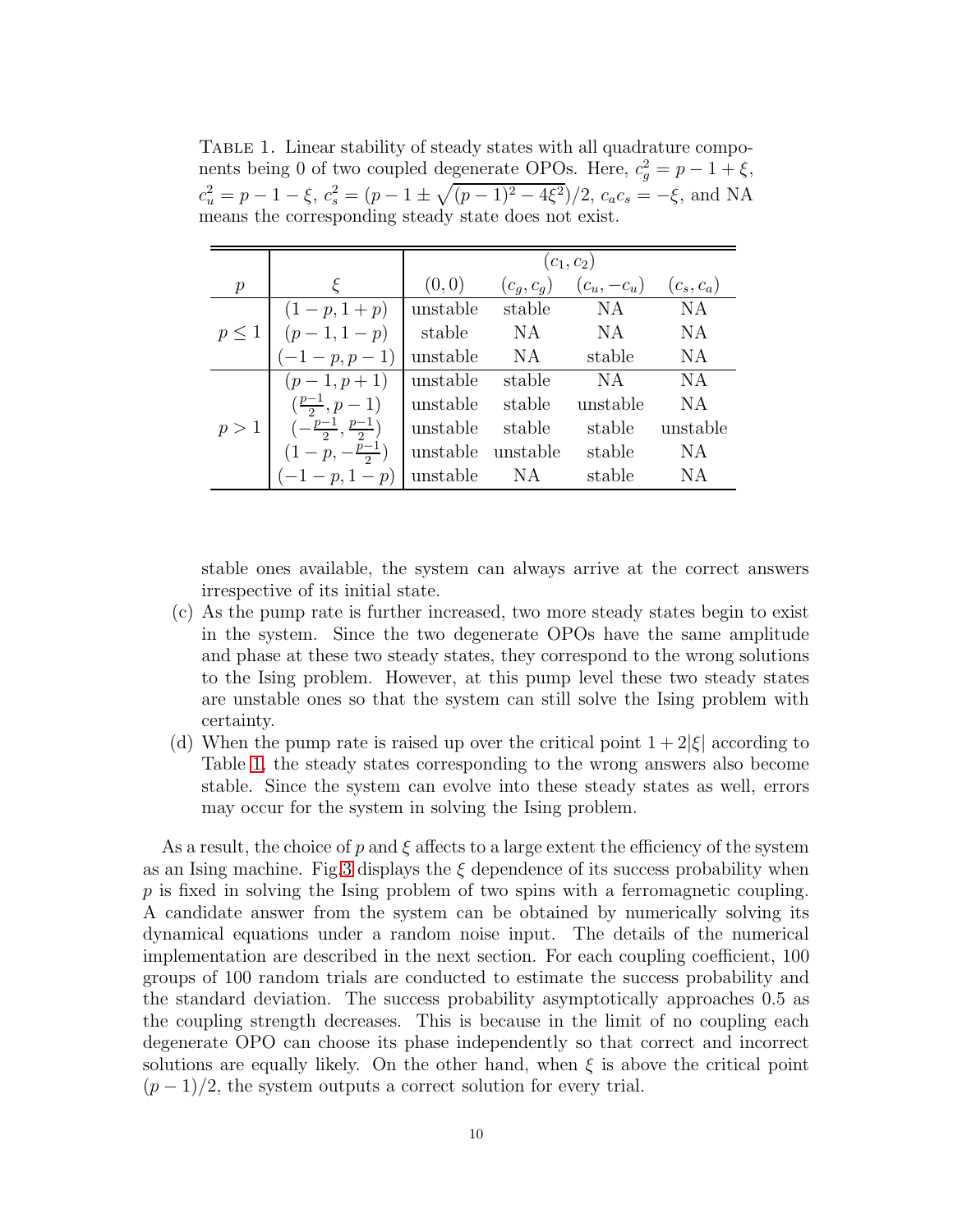Table 1. Linear stability of steady states with all quadrature components being 0 of two coupled degenerate OPOs. Here, $c_g^2 = p - 1 + \xi$, $c_u^2 = p - 1 - \xi$, $c_s^2 = (p - 1 \pm \sqrt{(p-1)^2 - 4\xi^2})/2$, $c_a c_s = -\xi$, and NA means the corresponding steady state does not exist.

| $p$ | $\xi$ | $(c_1, c_2)$ | | | |
|---|---|---|---|---|---|
| | | $(0, 0)$ | $(c_g, c_g)$ | $(c_u, -c_u)$ | $(c_s, c_a)$ |
| $p \leq 1$ | $(1-p, 1+p)$ | unstable | stable | NA | NA |
| | $(p-1, 1-p)$ | stable | NA | NA | NA |
| | $(-1-p, p-1)$ | unstable | NA | stable | NA |
| $p > 1$ | $(p-1, p+1)$ | unstable | stable | NA | NA |
| | $(\frac{p-1}{2}, p-1)$ | unstable | stable | unstable | NA |
| | $(-\frac{p-1}{2}, \frac{p-1}{2})$ | unstable | stable | stable | unstable |
| | $(1-p, -\frac{p-1}{2})$ | unstable | unstable | stable | NA |
| | $(-1-p, 1-p)$ | unstable | NA | stable | NA |

stable ones available, the system can always arrive at the correct answers irrespective of its initial state.

(c) As the pump rate is further increased, two more steady states begin to exist in the system. Since the two degenerate OPOs have the same amplitude and phase at these two steady states, they correspond to the wrong solutions to the Ising problem. However, at this pump level these two steady states are unstable ones so that the system can still solve the Ising problem with certainty.

(d) When the pump rate is raised up over the critical point $1 + 2|\xi|$ according to Table 1, the steady states corresponding to the wrong answers also become stable. Since the system can evolve into these steady states as well, errors may occur for the system in solving the Ising problem.

As a result, the choice of $p$ and $\xi$ affects to a large extent the efficiency of the system as an Ising machine. Fig.3 displays the $\xi$ dependence of its success probability when $p$ is fixed in solving the Ising problem of two spins with a ferromagnetic coupling. A candidate answer from the system can be obtained by numerically solving its dynamical equations under a random noise input. The details of the numerical implementation are described in the next section. For each coupling coefficient, 100 groups of 100 random trials are conducted to estimate the success probability and the standard deviation. The success probability asymptotically approaches 0.5 as the coupling strength decreases. This is because in the limit of no coupling each degenerate OPO can choose its phase independently so that correct and incorrect solutions are equally likely. On the other hand, when $\xi$ is above the critical point $(p-1)/2$, the system outputs a correct solution for every trial.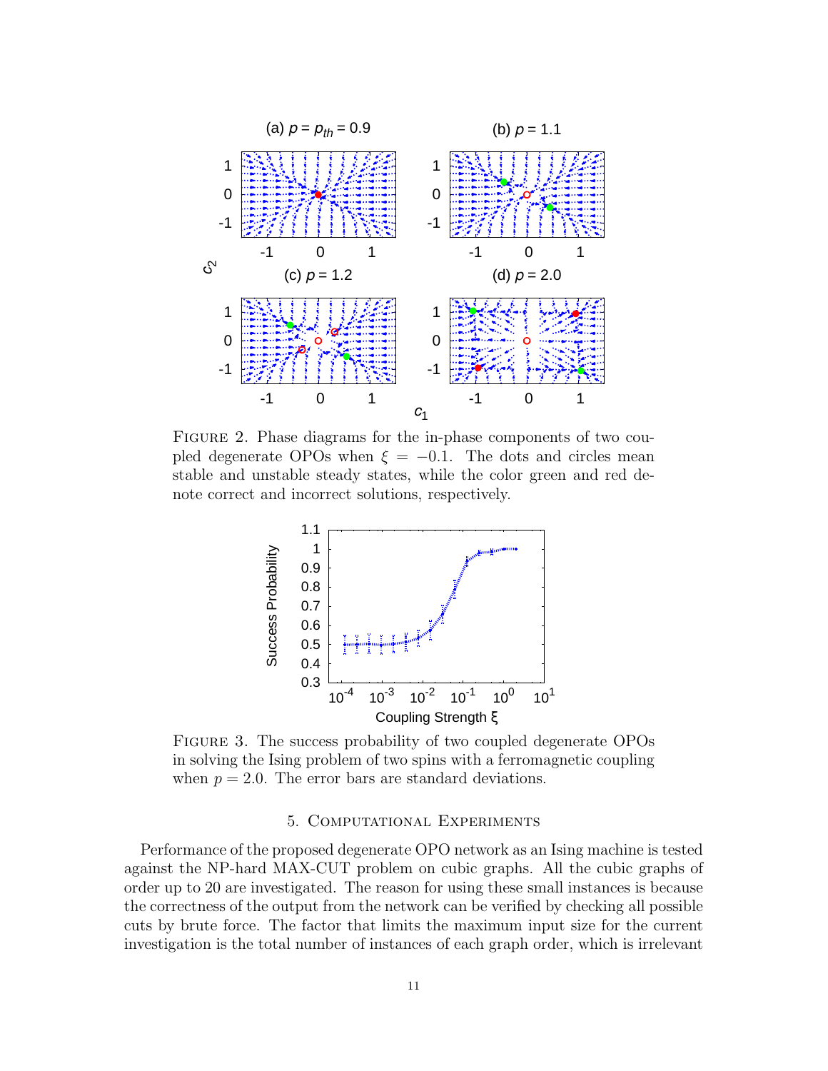FIGURE 2. Phase diagrams for the in-phase components of two coupled degenerate OPOs when $\xi = -0.1$. The dots and circles mean stable and unstable steady states, while the color green and red denote correct and incorrect solutions, respectively.

FIGURE 3. The success probability of two coupled degenerate OPOs in solving the Ising problem of two spins with a ferromagnetic coupling when $p = 2.0$. The error bars are standard deviations.

## 5. Computational Experiments

Performance of the proposed degenerate OPO network as an Ising machine is tested against the NP-hard MAX-CUT problem on cubic graphs. All the cubic graphs of order up to 20 are investigated. The reason for using these small instances is because the correctness of the output from the network can be verified by checking all possible cuts by brute force. The factor that limits the maximum input size for the current investigation is the total number of instances of each graph order, which is irrelevant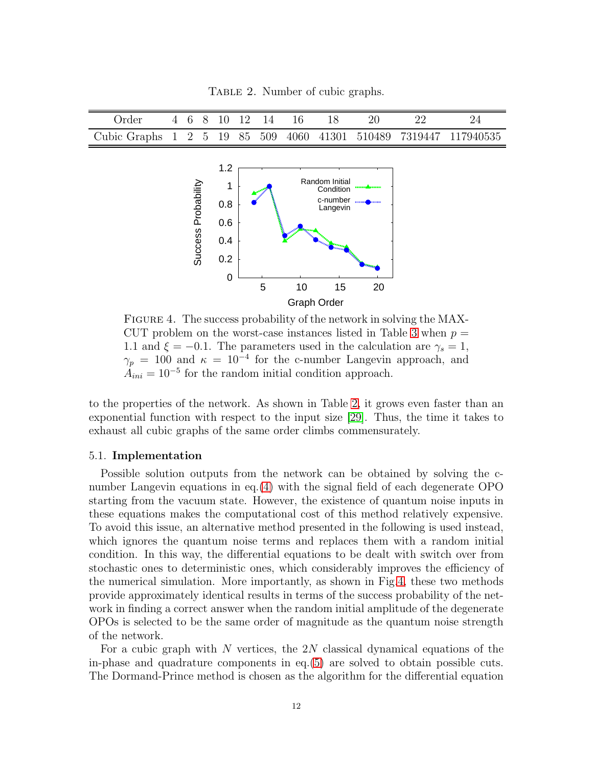Table 2. Number of cubic graphs.

| Order | 4 | 6 | 8 | 10 | 12 | 14 | 16 | 18 | 20 | 22 | 24 |
|---|---|---|---|---|---|---|---|---|---|---|---|
| Cubic Graphs | 1 | 2 | 5 | 19 | 85 | 509 | 4060 | 41301 | 510489 | 7319447 | 117940535 |

Figure 4. The success probability of the network in solving the MAX-CUT problem on the worst-case instances listed in Table 3 when $p = 1.1$ and $\xi = -0.1$. The parameters used in the calculation are $\gamma_s = 1$, $\gamma_p = 100$ and $\kappa = 10^{-4}$ for the c-number Langevin approach, and $A_{ini} = 10^{-5}$ for the random initial condition approach.

to the properties of the network. As shown in Table 2, it grows even faster than an exponential function with respect to the input size [29]. Thus, the time it takes to exhaust all cubic graphs of the same order climbs commensurately.

### 5.1. Implementation

Possible solution outputs from the network can be obtained by solving the c-number Langevin equations in eq.(4) with the signal field of each degenerate OPO starting from the vacuum state. However, the existence of quantum noise inputs in these equations makes the computational cost of this method relatively expensive. To avoid this issue, an alternative method presented in the following is used instead, which ignores the quantum noise terms and replaces them with a random initial condition. In this way, the differential equations to be dealt with switch over from stochastic ones to deterministic ones, which considerably improves the efficiency of the numerical simulation. More importantly, as shown in Fig.4, these two methods provide approximately identical results in terms of the success probability of the network in finding a correct answer when the random initial amplitude of the degenerate OPOs is selected to be the same order of magnitude as the quantum noise strength of the network.

For a cubic graph with $N$ vertices, the $2N$ classical dynamical equations of the in-phase and quadrature components in eq.(5) are solved to obtain possible cuts. The Dormand-Prince method is chosen as the algorithm for the differential equation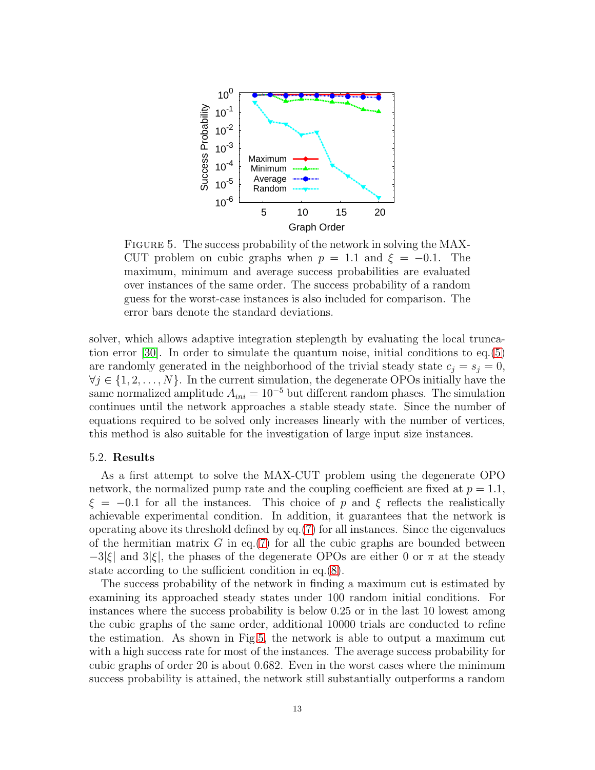FIGURE 5. The success probability of the network in solving the MAX-CUT problem on cubic graphs when $p = 1.1$ and $\xi = -0.1$. The maximum, minimum and average success probabilities are evaluated over instances of the same order. The success probability of a random guess for the worst-case instances is also included for comparison. The error bars denote the standard deviations.

solver, which allows adaptive integration steplength by evaluating the local truncation error [30]. In order to simulate the quantum noise, initial conditions to eq.(5) are randomly generated in the neighborhood of the trivial steady state $c_j = s_j = 0$, $\forall j \in \{1, 2, \ldots, N\}$. In the current simulation, the degenerate OPOs initially have the same normalized amplitude $A_{ini} = 10^{-5}$ but different random phases. The simulation continues until the network approaches a stable steady state. Since the number of equations required to be solved only increases linearly with the number of vertices, this method is also suitable for the investigation of large input size instances.

### 5.2. Results

As a first attempt to solve the MAX-CUT problem using the degenerate OPO network, the normalized pump rate and the coupling coefficient are fixed at $p = 1.1$, $\xi = -0.1$ for all the instances. This choice of $p$ and $\xi$ reflects the realistically achievable experimental condition. In addition, it guarantees that the network is operating above its threshold defined by eq.(7) for all instances. Since the eigenvalues of the hermitian matrix $G$ in eq.(7) for all the cubic graphs are bounded between $-3|\xi|$ and $3|\xi|$, the phases of the degenerate OPOs are either 0 or $\pi$ at the steady state according to the sufficient condition in eq.(8).

The success probability of the network in finding a maximum cut is estimated by examining its approached steady states under 100 random initial conditions. For instances where the success probability is below 0.25 or in the last 10 lowest among the cubic graphs of the same order, additional 10000 trials are conducted to refine the estimation. As shown in Fig.5, the network is able to output a maximum cut with a high success rate for most of the instances. The average success probability for cubic graphs of order 20 is about 0.682. Even in the worst cases where the minimum success probability is attained, the network still substantially outperforms a random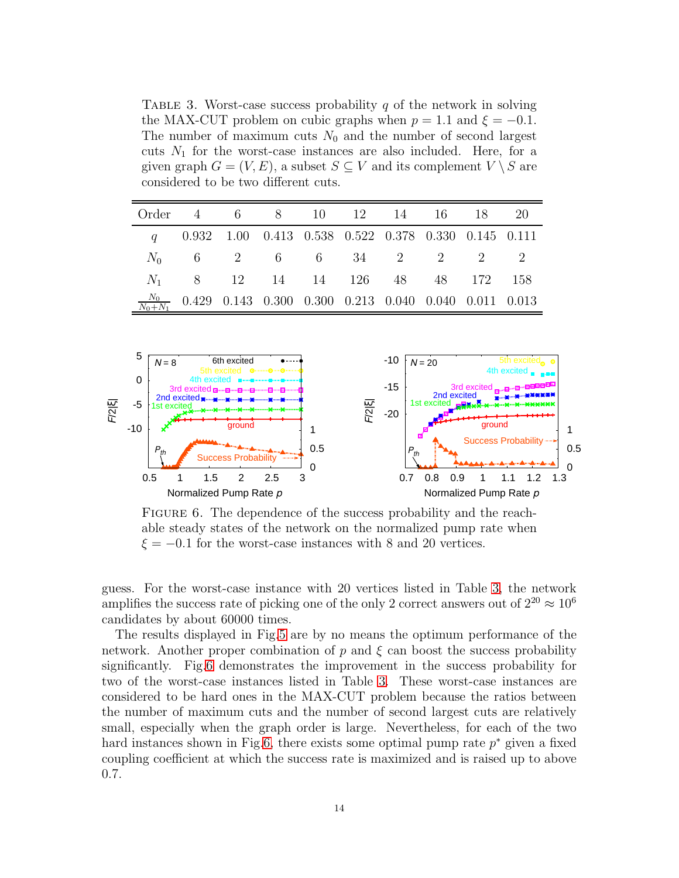TABLE 3. Worst-case success probability $q$ of the network in solving the MAX-CUT problem on cubic graphs when $p = 1.1$ and $\xi = -0.1$. The number of maximum cuts $N_0$ and the number of second largest cuts $N_1$ for the worst-case instances are also included. Here, for a given graph $G = (V, E)$, a subset $S \subseteq V$ and its complement $V \setminus S$ are considered to be two different cuts.

| Order | 4 | 6 | 8 | 10 | 12 | 14 | 16 | 18 | 20 |
|---|---|---|---|---|---|---|---|---|---|
| $q$ | 0.932 | 1.00 | 0.413 | 0.538 | 0.522 | 0.378 | 0.330 | 0.145 | 0.111 |
| $N_0$ | 6 | 2 | 6 | 6 | 34 | 2 | 2 | 2 | 2 |
| $N_1$ | 8 | 12 | 14 | 14 | 126 | 48 | 48 | 172 | 158 |
| $\frac{N_0}{N_0+N_1}$ | 0.429 | 0.143 | 0.300 | 0.300 | 0.213 | 0.040 | 0.040 | 0.011 | 0.013 |

FIGURE 6. The dependence of the success probability and the reachable steady states of the network on the normalized pump rate when $\xi = -0.1$ for the worst-case instances with 8 and 20 vertices.

guess. For the worst-case instance with 20 vertices listed in Table 3, the network amplifies the success rate of picking one of the only 2 correct answers out of $2^{20} \approx 10^6$ candidates by about 60000 times.

The results displayed in Fig.5 are by no means the optimum performance of the network. Another proper combination of $p$ and $\xi$ can boost the success probability significantly. Fig.6 demonstrates the improvement in the success probability for two of the worst-case instances listed in Table 3. These worst-case instances are considered to be hard ones in the MAX-CUT problem because the ratios between the number of maximum cuts and the number of second largest cuts are relatively small, especially when the graph order is large. Nevertheless, for each of the two hard instances shown in Fig.6, there exists some optimal pump rate $p^*$ given a fixed coupling coefficient at which the success rate is maximized and is raised up to above 0.7.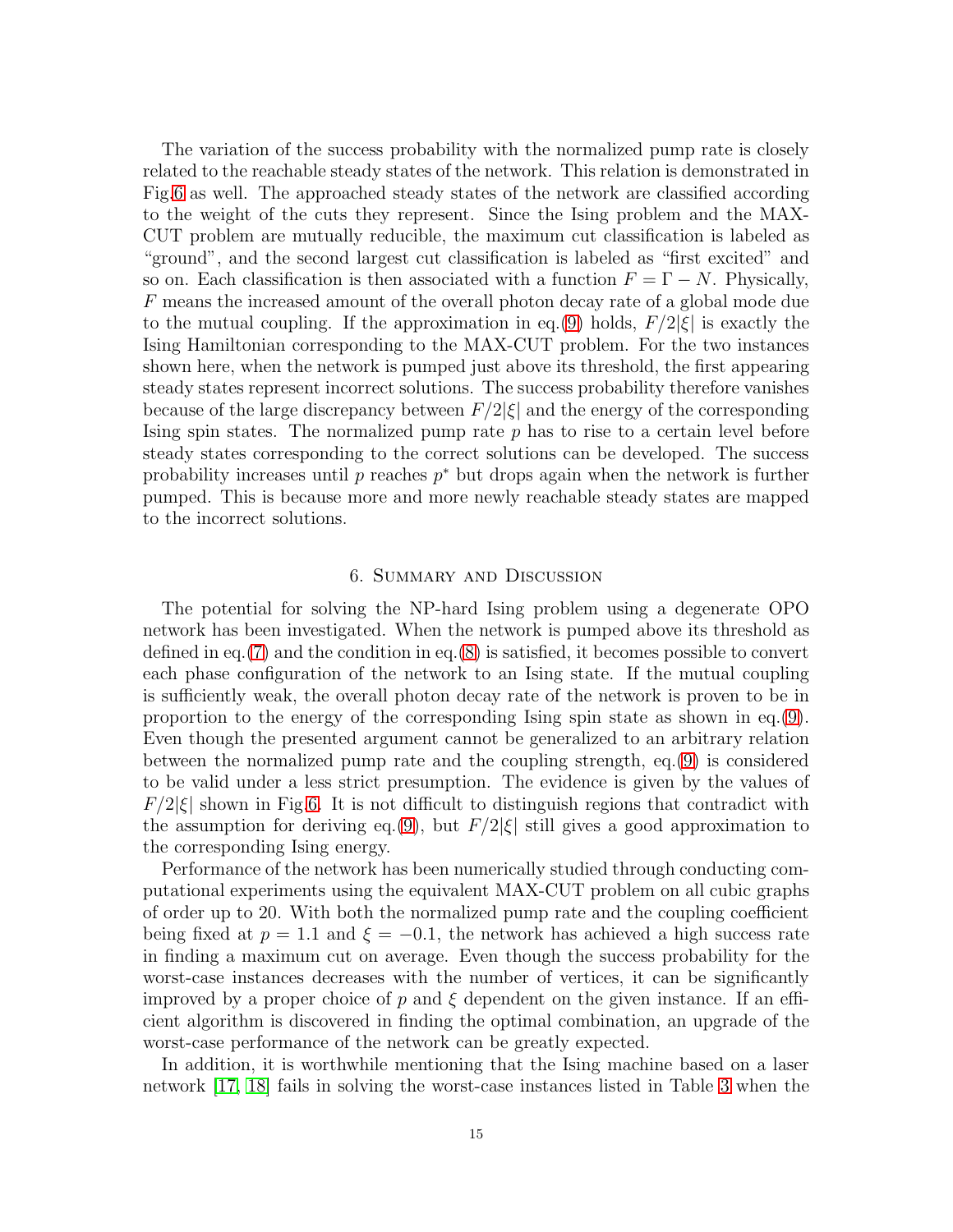The variation of the success probability with the normalized pump rate is closely related to the reachable steady states of the network. This relation is demonstrated in Fig.6 as well. The approached steady states of the network are classified according to the weight of the cuts they represent. Since the Ising problem and the MAX-CUT problem are mutually reducible, the maximum cut classification is labeled as "ground", and the second largest cut classification is labeled as "first excited" and so on. Each classification is then associated with a function $F = \Gamma - N$. Physically, $F$ means the increased amount of the overall photon decay rate of a global mode due to the mutual coupling. If the approximation in eq.(9) holds, $F/2|\xi|$ is exactly the Ising Hamiltonian corresponding to the MAX-CUT problem. For the two instances shown here, when the network is pumped just above its threshold, the first appearing steady states represent incorrect solutions. The success probability therefore vanishes because of the large discrepancy between $F/2|\xi|$ and the energy of the corresponding Ising spin states. The normalized pump rate $p$ has to rise to a certain level before steady states corresponding to the correct solutions can be developed. The success probability increases until $p$ reaches $p^*$ but drops again when the network is further pumped. This is because more and more newly reachable steady states are mapped to the incorrect solutions.

## 6. Summary and Discussion

The potential for solving the NP-hard Ising problem using a degenerate OPO network has been investigated. When the network is pumped above its threshold as defined in eq.(7) and the condition in eq.(8) is satisfied, it becomes possible to convert each phase configuration of the network to an Ising state. If the mutual coupling is sufficiently weak, the overall photon decay rate of the network is proven to be in proportion to the energy of the corresponding Ising spin state as shown in eq.(9). Even though the presented argument cannot be generalized to an arbitrary relation between the normalized pump rate and the coupling strength, eq.(9) is considered to be valid under a less strict presumption. The evidence is given by the values of $F/2|\xi|$ shown in Fig.6. It is not difficult to distinguish regions that contradict with the assumption for deriving eq.(9), but $F/2|\xi|$ still gives a good approximation to the corresponding Ising energy.

Performance of the network has been numerically studied through conducting computational experiments using the equivalent MAX-CUT problem on all cubic graphs of order up to 20. With both the normalized pump rate and the coupling coefficient being fixed at $p = 1.1$ and $\xi = -0.1$, the network has achieved a high success rate in finding a maximum cut on average. Even though the success probability for the worst-case instances decreases with the number of vertices, it can be significantly improved by a proper choice of $p$ and $\xi$ dependent on the given instance. If an efficient algorithm is discovered in finding the optimal combination, an upgrade of the worst-case performance of the network can be greatly expected.

In addition, it is worthwhile mentioning that the Ising machine based on a laser network [17, 18] fails in solving the worst-case instances listed in Table 3 when the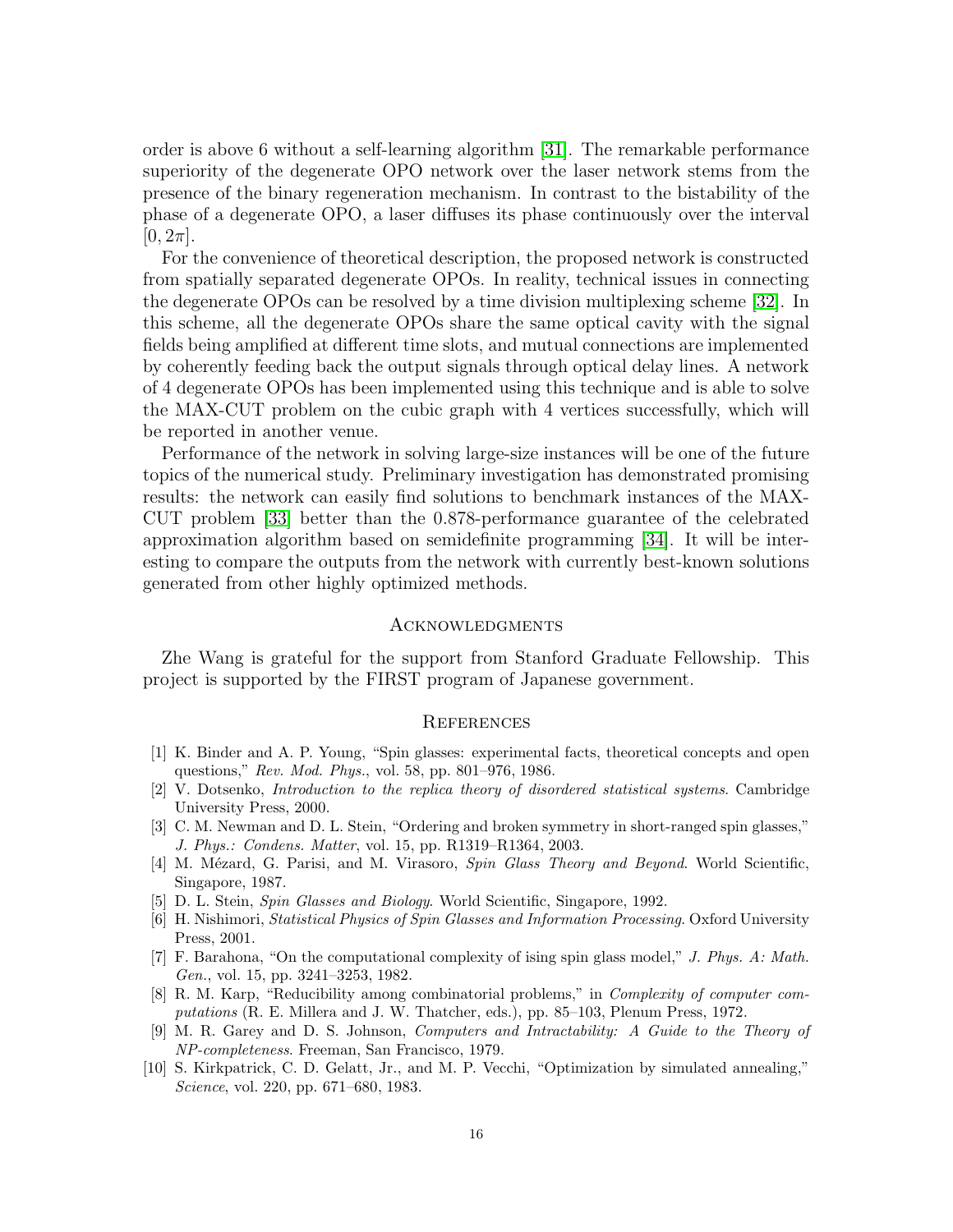order is above 6 without a self-learning algorithm [31]. The remarkable performance superiority of the degenerate OPO network over the laser network stems from the presence of the binary regeneration mechanism. In contrast to the bistability of the phase of a degenerate OPO, a laser diffuses its phase continuously over the interval $[0, 2\pi]$.

For the convenience of theoretical description, the proposed network is constructed from spatially separated degenerate OPOs. In reality, technical issues in connecting the degenerate OPOs can be resolved by a time division multiplexing scheme [32]. In this scheme, all the degenerate OPOs share the same optical cavity with the signal fields being amplified at different time slots, and mutual connections are implemented by coherently feeding back the output signals through optical delay lines. A network of 4 degenerate OPOs has been implemented using this technique and is able to solve the MAX-CUT problem on the cubic graph with 4 vertices successfully, which will be reported in another venue.

Performance of the network in solving large-size instances will be one of the future topics of the numerical study. Preliminary investigation has demonstrated promising results: the network can easily find solutions to benchmark instances of the MAX-CUT problem [33] better than the 0.878-performance guarantee of the celebrated approximation algorithm based on semidefinite programming [34]. It will be interesting to compare the outputs from the network with currently best-known solutions generated from other highly optimized methods.

## Acknowledgments

Zhe Wang is grateful for the support from Stanford Graduate Fellowship. This project is supported by the FIRST program of Japanese government.

## References

[1] K. Binder and A. P. Young, "Spin glasses: experimental facts, theoretical concepts and open questions," *Rev. Mod. Phys.*, vol. 58, pp. 801–976, 1986.

[2] V. Dotsenko, *Introduction to the replica theory of disordered statistical systems*. Cambridge University Press, 2000.

[3] C. M. Newman and D. L. Stein, "Ordering and broken symmetry in short-ranged spin glasses," *J. Phys.: Condens. Matter*, vol. 15, pp. R1319–R1364, 2003.

[4] M. Mézard, G. Parisi, and M. Virasoro, *Spin Glass Theory and Beyond*. World Scientific, Singapore, 1987.

[5] D. L. Stein, *Spin Glasses and Biology*. World Scientific, Singapore, 1992.

[6] H. Nishimori, *Statistical Physics of Spin Glasses and Information Processing*. Oxford University Press, 2001.

[7] F. Barahona, "On the computational complexity of ising spin glass model," *J. Phys. A: Math. Gen.*, vol. 15, pp. 3241–3253, 1982.

[8] R. M. Karp, "Reducibility among combinatorial problems," in *Complexity of computer computations* (R. E. Millera and J. W. Thatcher, eds.), pp. 85–103, Plenum Press, 1972.

[9] M. R. Garey and D. S. Johnson, *Computers and Intractability: A Guide to the Theory of NP-completeness*. Freeman, San Francisco, 1979.

[10] S. Kirkpatrick, C. D. Gelatt, Jr., and M. P. Vecchi, "Optimization by simulated annealing," *Science*, vol. 220, pp. 671–680, 1983.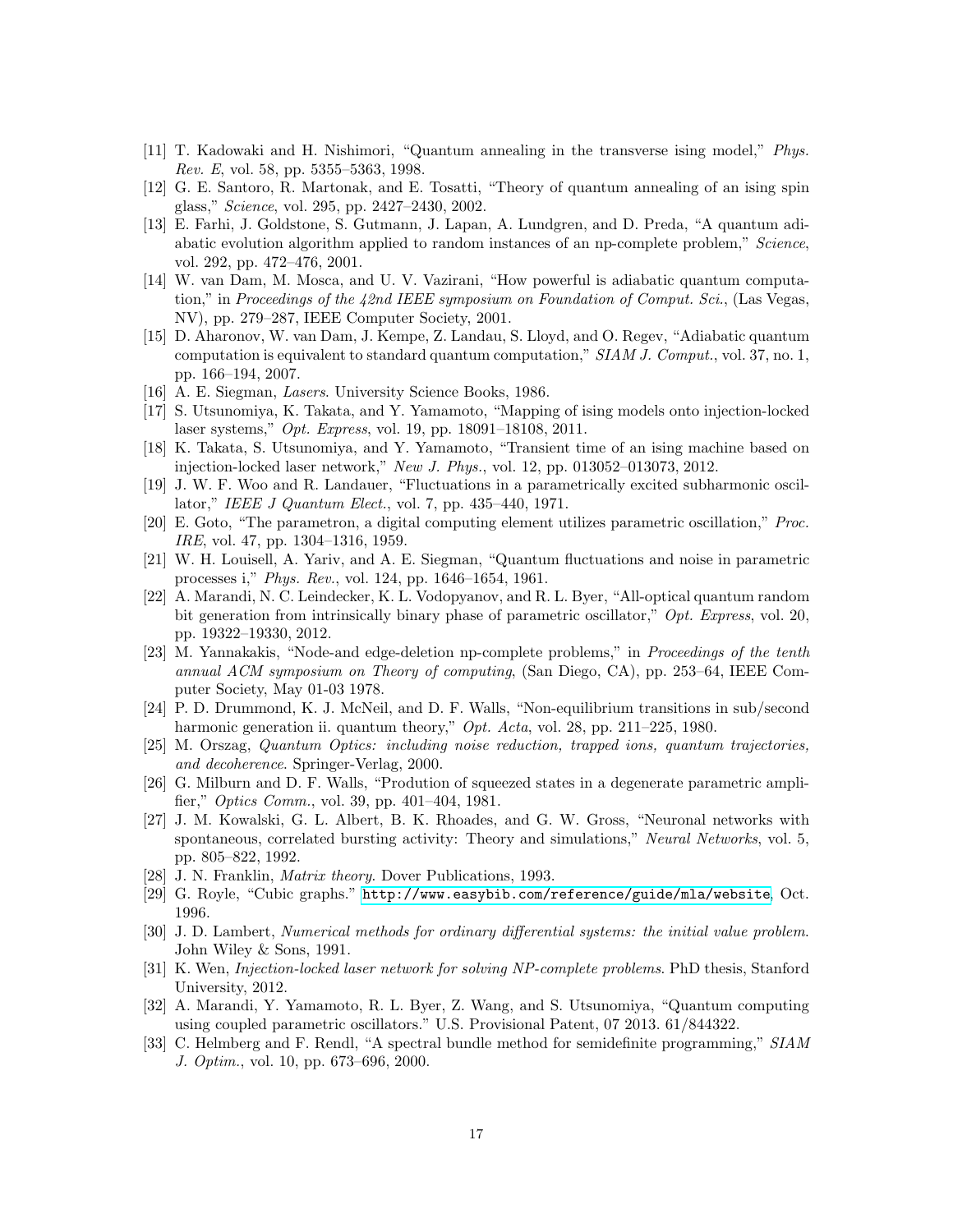[11] T. Kadowaki and H. Nishimori, "Quantum annealing in the transverse ising model," *Phys. Rev. E*, vol. 58, pp. 5355–5363, 1998.

[12] G. E. Santoro, R. Martonak, and E. Tosatti, "Theory of quantum annealing of an ising spin glass," *Science*, vol. 295, pp. 2427–2430, 2002.

[13] E. Farhi, J. Goldstone, S. Gutmann, J. Lapan, A. Lundgren, and D. Preda, "A quantum adiabatic evolution algorithm applied to random instances of an np-complete problem," *Science*, vol. 292, pp. 472–476, 2001.

[14] W. van Dam, M. Mosca, and U. V. Vazirani, "How powerful is adiabatic quantum computation," in *Proceedings of the 42nd IEEE symposium on Foundation of Comput. Sci.*, (Las Vegas, NV), pp. 279–287, IEEE Computer Society, 2001.

[15] D. Aharonov, W. van Dam, J. Kempe, Z. Landau, S. Lloyd, and O. Regev, "Adiabatic quantum computation is equivalent to standard quantum computation," *SIAM J. Comput.*, vol. 37, no. 1, pp. 166–194, 2007.

[16] A. E. Siegman, *Lasers*. University Science Books, 1986.

[17] S. Utsunomiya, K. Takata, and Y. Yamamoto, "Mapping of ising models onto injection-locked laser systems," *Opt. Express*, vol. 19, pp. 18091–18108, 2011.

[18] K. Takata, S. Utsunomiya, and Y. Yamamoto, "Transient time of an ising machine based on injection-locked laser network," *New J. Phys.*, vol. 12, pp. 013052–013073, 2012.

[19] J. W. F. Woo and R. Landauer, "Fluctuations in a parametrically excited subharmonic oscillator," *IEEE J Quantum Elect.*, vol. 7, pp. 435–440, 1971.

[20] E. Goto, "The parametron, a digital computing element utilizes parametric oscillation," *Proc. IRE*, vol. 47, pp. 1304–1316, 1959.

[21] W. H. Louisell, A. Yariv, and A. E. Siegman, "Quantum fluctuations and noise in parametric processes i," *Phys. Rev.*, vol. 124, pp. 1646–1654, 1961.

[22] A. Marandi, N. C. Leindecker, K. L. Vodopyanov, and R. L. Byer, "All-optical quantum random bit generation from intrinsically binary phase of parametric oscillator," *Opt. Express*, vol. 20, pp. 19322–19330, 2012.

[23] M. Yannakakis, "Node-and edge-deletion np-complete problems," in *Proceedings of the tenth annual ACM symposium on Theory of computing*, (San Diego, CA), pp. 253–64, IEEE Computer Society, May 01-03 1978.

[24] P. D. Drummond, K. J. McNeil, and D. F. Walls, "Non-equilibrium transitions in sub/second harmonic generation ii. quantum theory," *Opt. Acta*, vol. 28, pp. 211–225, 1980.

[25] M. Orszag, *Quantum Optics: including noise reduction, trapped ions, quantum trajectories, and decoherence*. Springer-Verlag, 2000.

[26] G. Milburn and D. F. Walls, "Prodution of squeezed states in a degenerate parametric amplifier," *Optics Comm.*, vol. 39, pp. 401–404, 1981.

[27] J. M. Kowalski, G. L. Albert, B. K. Rhoades, and G. W. Gross, "Neuronal networks with spontaneous, correlated bursting activity: Theory and simulations," *Neural Networks*, vol. 5, pp. 805–822, 1992.

[28] J. N. Franklin, *Matrix theory*. Dover Publications, 1993.

[29] G. Royle, "Cubic graphs." http://www.easybib.com/reference/guide/mla/website, Oct. 1996.

[30] J. D. Lambert, *Numerical methods for ordinary differential systems: the initial value problem*. John Wiley & Sons, 1991.

[31] K. Wen, *Injection-locked laser network for solving NP-complete problems*. PhD thesis, Stanford University, 2012.

[32] A. Marandi, Y. Yamamoto, R. L. Byer, Z. Wang, and S. Utsunomiya, "Quantum computing using coupled parametric oscillators." U.S. Provisional Patent, 07 2013. 61/844322.

[33] C. Helmberg and F. Rendl, "A spectral bundle method for semidefinite programming," *SIAM J. Optim.*, vol. 10, pp. 673–696, 2000.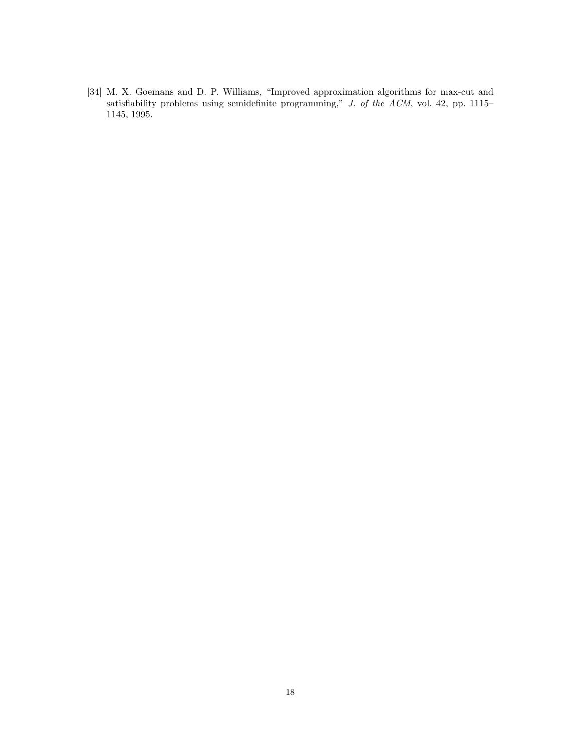[34] M. X. Goemans and D. P. Williams, "Improved approximation algorithms for max-cut and satisfiability problems using semidefinite programming," *J. of the ACM*, vol. 42, pp. 1115–1145, 1995.